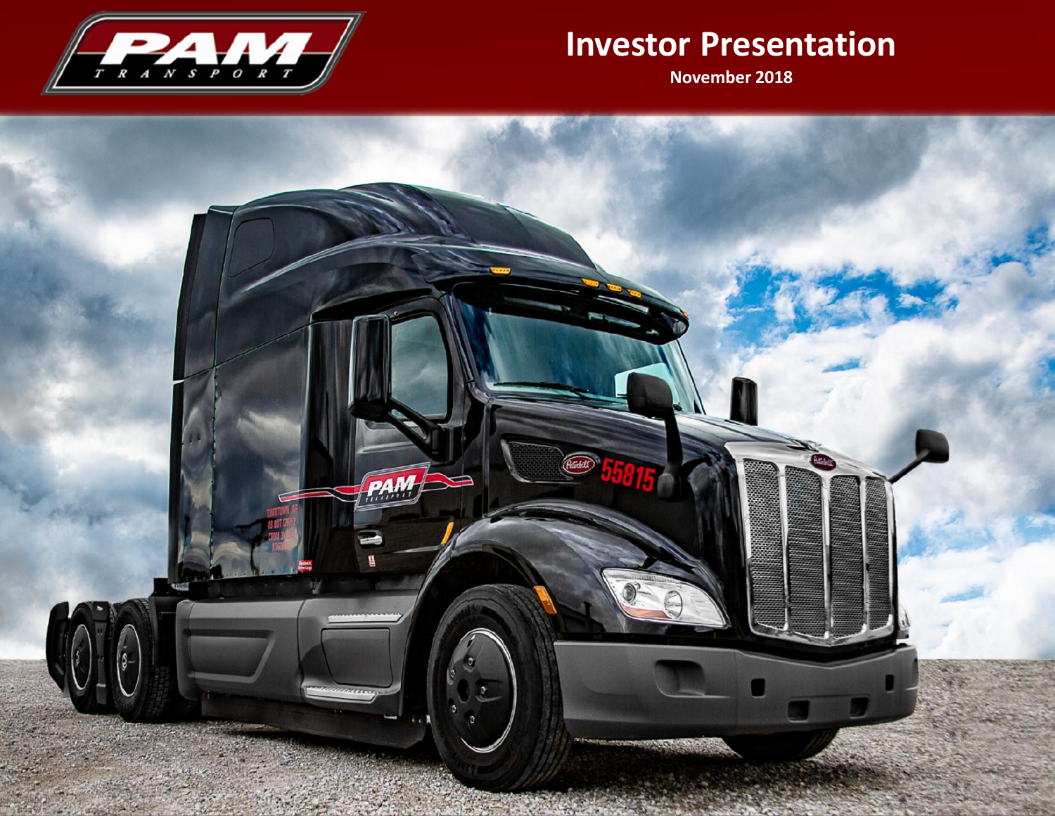# Investor Presentation

**November 2018**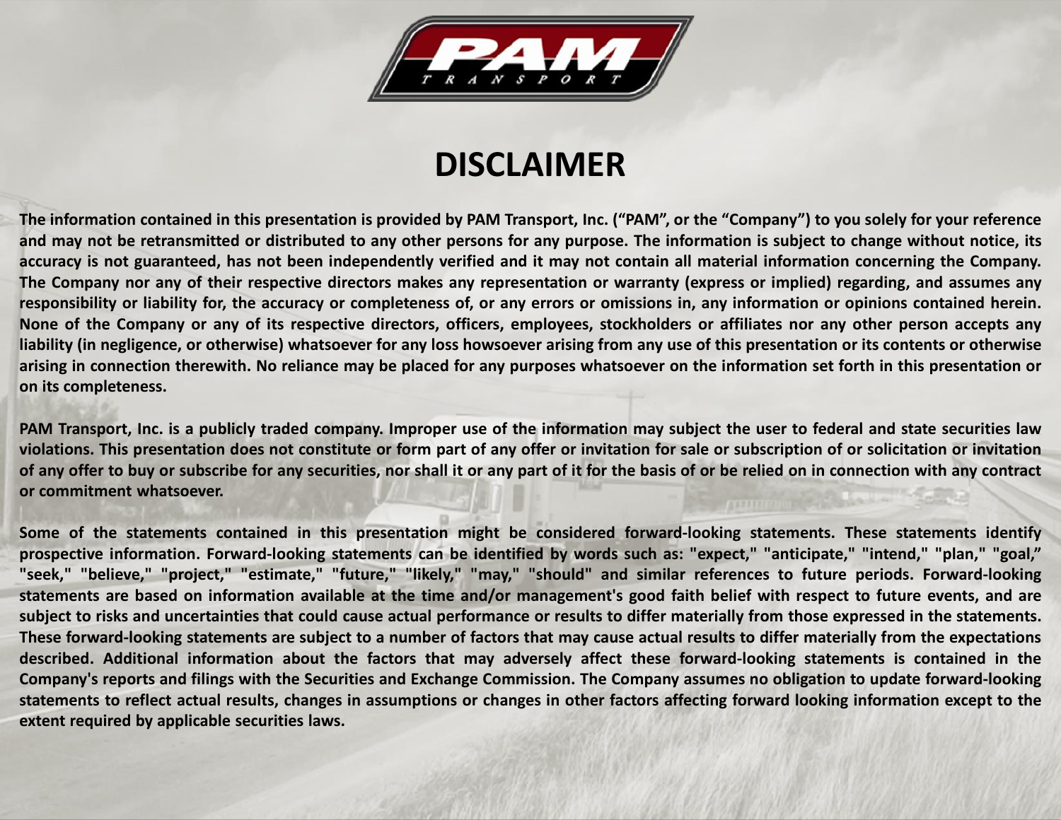# DISCLAIMER

**The information contained in this presentation is provided by PAM Transport, Inc. ("PAM", or the "Company") to you solely for your reference and may not be retransmitted or distributed to any other persons for any purpose. The information is subject to change without notice, its accuracy is not guaranteed, has not been independently verified and it may not contain all material information concerning the Company. The Company nor any of their respective directors makes any representation or warranty (express or implied) regarding, and assumes any responsibility or liability for, the accuracy or completeness of, or any errors or omissions in, any information or opinions contained herein. None of the Company or any of its respective directors, officers, employees, stockholders or affiliates nor any other person accepts any liability (in negligence, or otherwise) whatsoever for any loss howsoever arising from any use of this presentation or its contents or otherwise arising in connection therewith. No reliance may be placed for any purposes whatsoever on the information set forth in this presentation or on its completeness.**

**PAM Transport, Inc. is a publicly traded company. Improper use of the information may subject the user to federal and state securities law violations. This presentation does not constitute or form part of any offer or invitation for sale or subscription of or solicitation or invitation of any offer to buy or subscribe for any securities, nor shall it or any part of it for the basis of or be relied on in connection with any contract or commitment whatsoever.**

**Some of the statements contained in this presentation might be considered forward-looking statements. These statements identify prospective information. Forward-looking statements can be identified by words such as: "expect," "anticipate," "intend," "plan," "goal," "seek," "believe," "project," "estimate," "future," "likely," "may," "should" and similar references to future periods. Forward-looking statements are based on information available at the time and/or management's good faith belief with respect to future events, and are subject to risks and uncertainties that could cause actual performance or results to differ materially from those expressed in the statements. These forward-looking statements are subject to a number of factors that may cause actual results to differ materially from the expectations described. Additional information about the factors that may adversely affect these forward-looking statements is contained in the Company's reports and filings with the Securities and Exchange Commission. The Company assumes no obligation to update forward-looking statements to reflect actual results, changes in assumptions or changes in other factors affecting forward looking information except to the extent required by applicable securities laws.**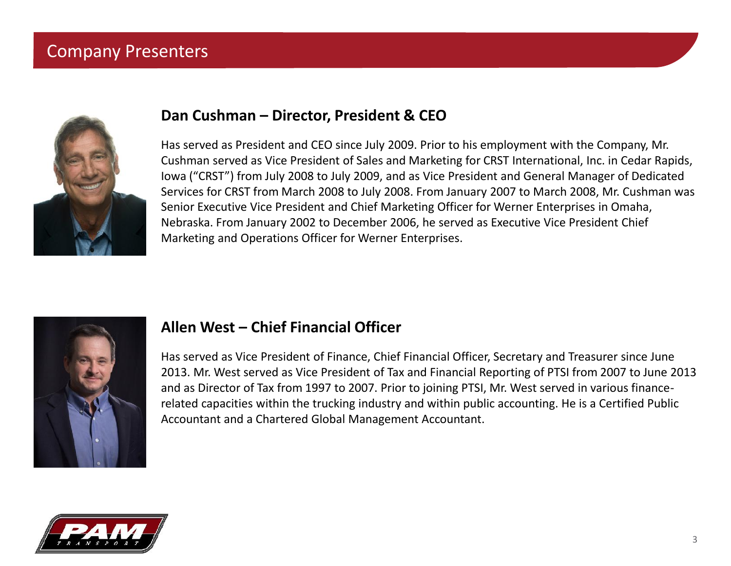# Company Presenters

## Dan Cushman – Director, President & CEO

Has served as President and CEO since July 2009. Prior to his employment with the Company, Mr. Cushman served as Vice President of Sales and Marketing for CRST International, Inc. in Cedar Rapids, Iowa ("CRST") from July 2008 to July 2009, and as Vice President and General Manager of Dedicated Services for CRST from March 2008 to July 2008. From January 2007 to March 2008, Mr. Cushman was Senior Executive Vice President and Chief Marketing Officer for Werner Enterprises in Omaha, Nebraska. From January 2002 to December 2006, he served as Executive Vice President Chief Marketing and Operations Officer for Werner Enterprises.

## Allen West – Chief Financial Officer

Has served as Vice President of Finance, Chief Financial Officer, Secretary and Treasurer since June 2013. Mr. West served as Vice President of Tax and Financial Reporting of PTSI from 2007 to June 2013 and as Director of Tax from 1997 to 2007. Prior to joining PTSI, Mr. West served in various finance-related capacities within the trucking industry and within public accounting. He is a Certified Public Accountant and a Chartered Global Management Accountant.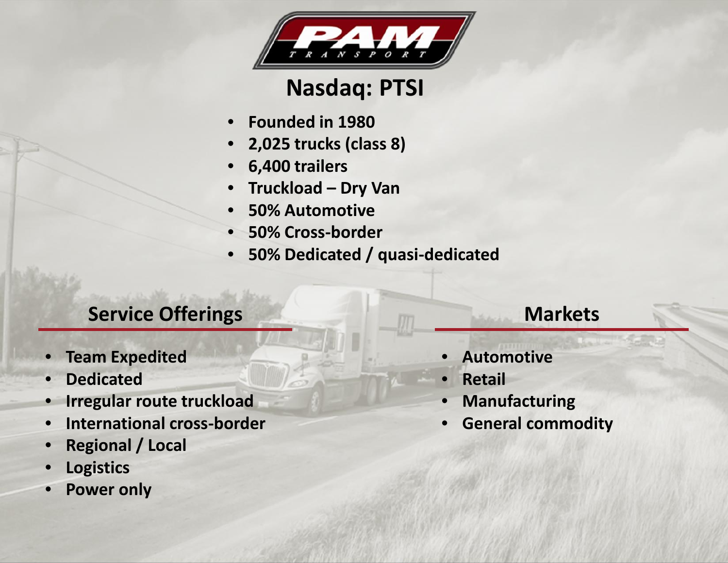# PAM TRANSPORT

## Nasdaq: PTSI

- Founded in 1980
- 2,025 trucks (class 8)
- 6,400 trailers
- Truckload – Dry Van
- 50% Automotive
- 50% Cross-border
- 50% Dedicated / quasi-dedicated

## Service Offerings

- Team Expedited
- Dedicated
- Irregular route truckload
- International cross-border
- Regional / Local
- Logistics
- Power only

## Markets

- Automotive
- Retail
- Manufacturing
- General commodity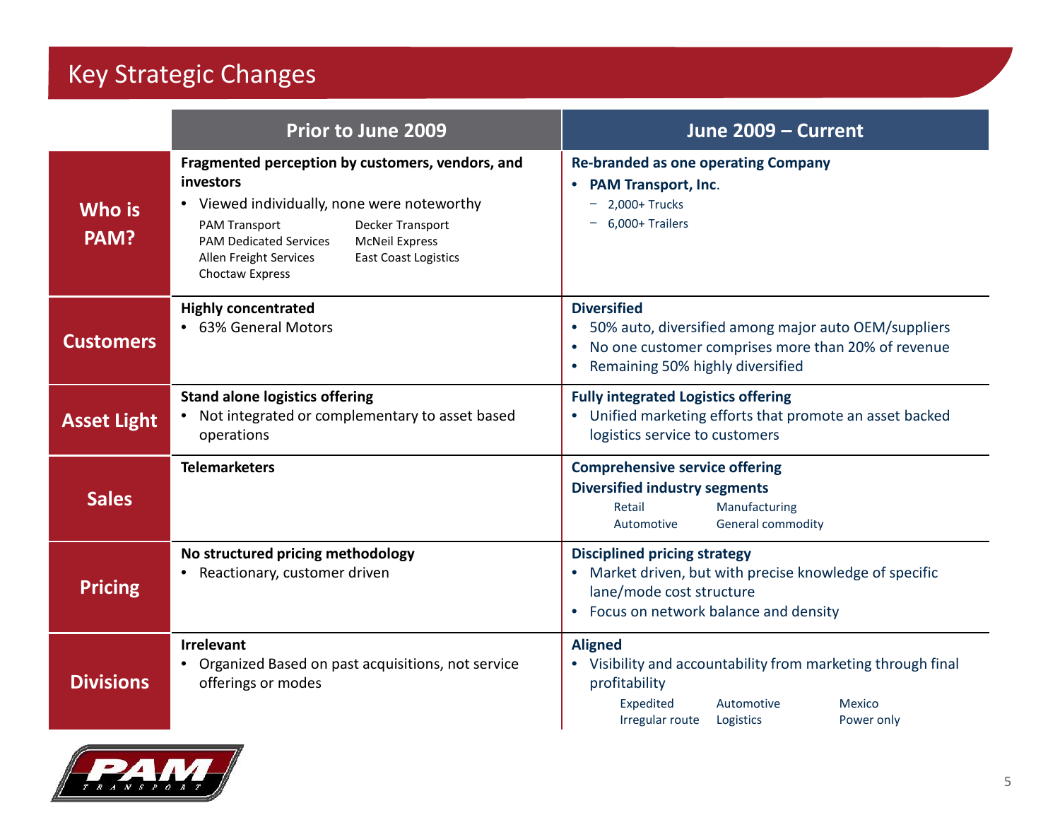# Key Strategic Changes

| | Prior to June 2009 | June 2009 – Current |
|---|---|---|
| **Who is PAM?** | **Fragmented perception by customers, vendors, and investors**<br>• Viewed individually, none were noteworthy<br>PAM Transport, PAM Dedicated Services, Allen Freight Services, Choctaw Express, Decker Transport, McNeil Express, East Coast Logistics | **Re-branded as one operating Company**<br>• **PAM Transport, Inc.**<br>– 2,000+ Trucks<br>– 6,000+ Trailers |
| **Customers** | **Highly concentrated**<br>• 63% General Motors | **Diversified**<br>• 50% auto, diversified among major auto OEM/suppliers<br>• No one customer comprises more than 20% of revenue<br>• Remaining 50% highly diversified |
| **Asset Light** | **Stand alone logistics offering**<br>• Not integrated or complementary to asset based operations | **Fully integrated Logistics offering**<br>• Unified marketing efforts that promote an asset backed logistics service to customers |
| **Sales** | **Telemarketers** | **Comprehensive service offering**<br>**Diversified industry segments**<br>Retail, Manufacturing, Automotive, General commodity |
| **Pricing** | **No structured pricing methodology**<br>• Reactionary, customer driven | **Disciplined pricing strategy**<br>• Market driven, but with precise knowledge of specific lane/mode cost structure<br>• Focus on network balance and density |
| **Divisions** | **Irrelevant**<br>• Organized Based on past acquisitions, not service offerings or modes | **Aligned**<br>• Visibility and accountability from marketing through final profitability<br>Expedited, Irregular route, Automotive, Logistics, Mexico, Power only |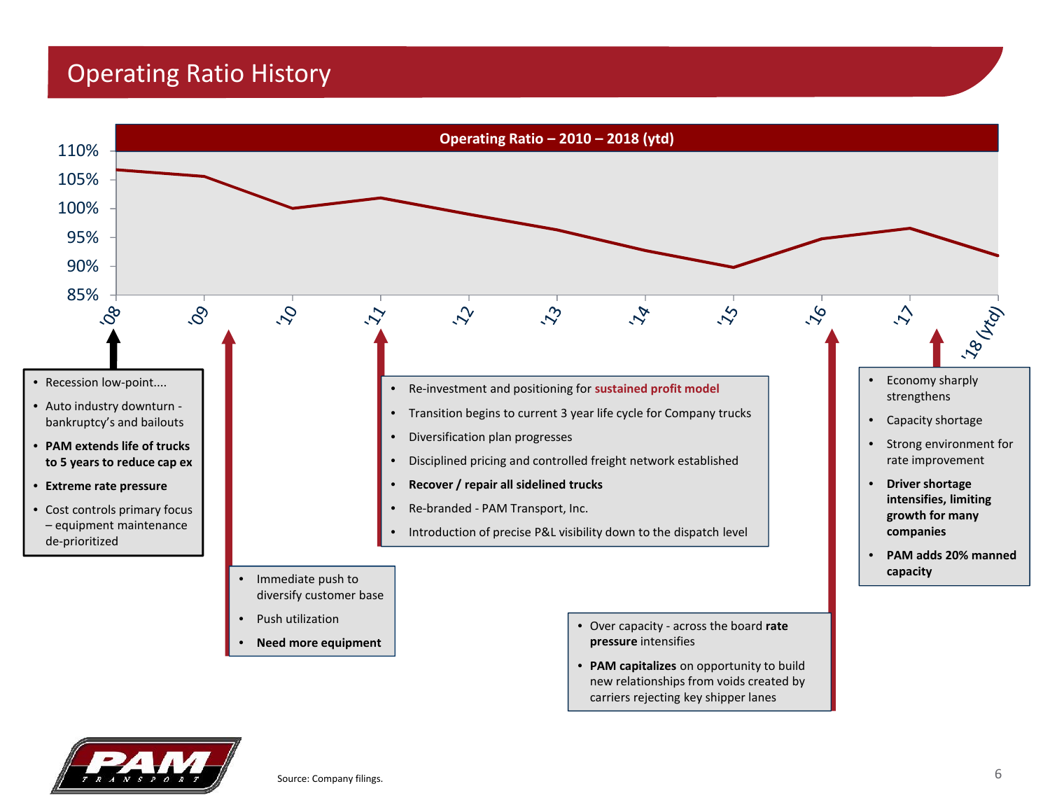# Operating Ratio History

**Operating Ratio – 2010 – 2018 (ytd)**

| Year | '08 | '09 | '10 | '11 | '12 | '13 | '14 | '15 | '16 | '17 | '18 (ytd) |
|---|---|---|---|---|---|---|---|---|---|---|---|

**'08**
- Recession low-point....
- Auto industry downturn - bankruptcy's and bailouts
- **PAM extends life of trucks to 5 years to reduce cap ex**
- **Extreme rate pressure**
- Cost controls primary focus – equipment maintenance de-prioritized

**'09**
- Immediate push to diversify customer base
- Push utilization
- **Need more equipment**

**'11**
- Re-investment and positioning for **sustained profit model**
- Transition begins to current 3 year life cycle for Company trucks
- Diversification plan progresses
- Disciplined pricing and controlled freight network established
- **Recover / repair all sidelined trucks**
- Re-branded - PAM Transport, Inc.
- Introduction of precise P&L visibility down to the dispatch level

**'16**
- Over capacity - across the board **rate pressure** intensifies
- **PAM capitalizes** on opportunity to build new relationships from voids created by carriers rejecting key shipper lanes

**'17**
- Economy sharply strengthens
- Capacity shortage
- Strong environment for rate improvement
- **Driver shortage intensifies, limiting growth for many companies**
- **PAM adds 20% manned capacity**

Source: Company filings.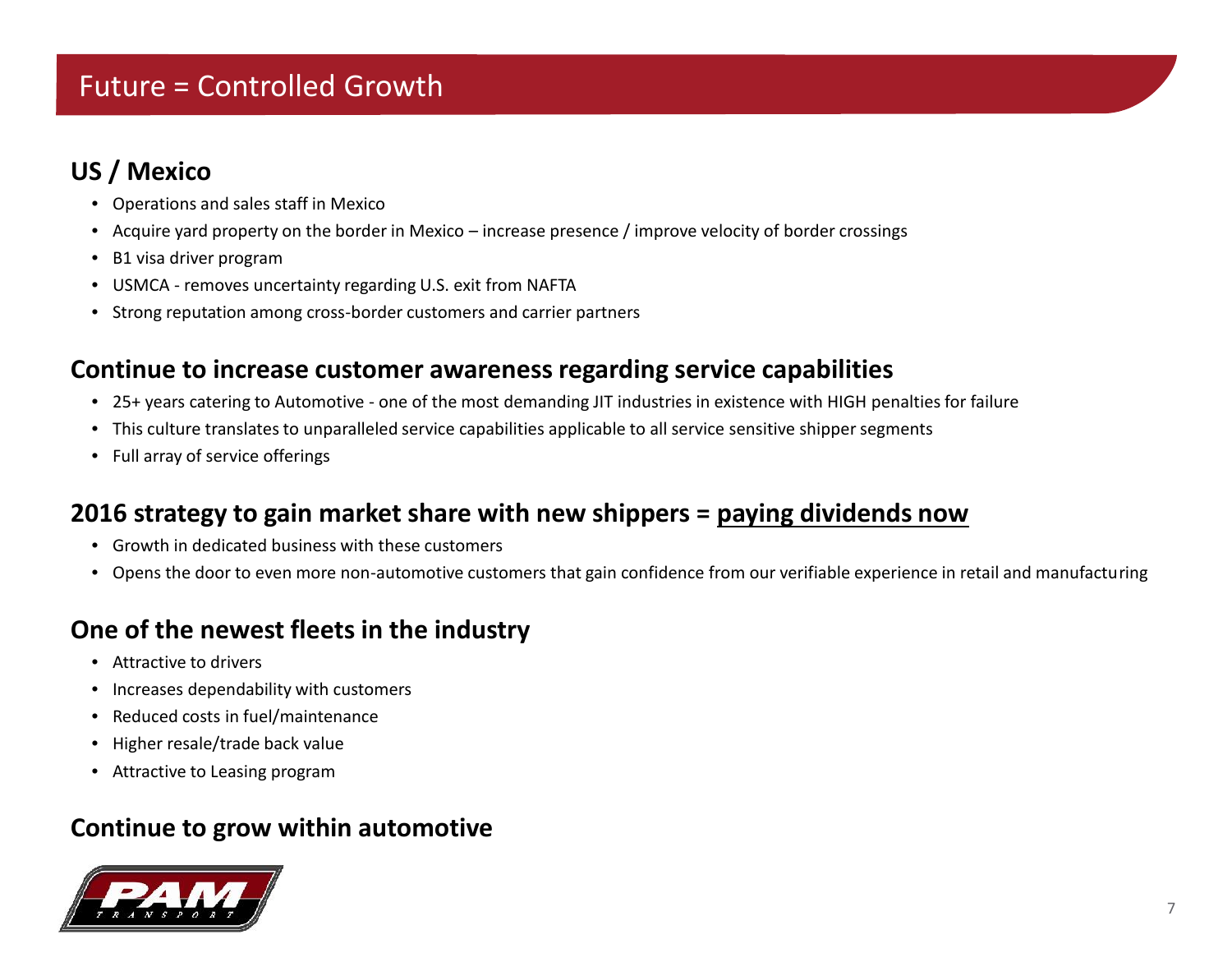# Future = Controlled Growth

## US / Mexico

- Operations and sales staff in Mexico
- Acquire yard property on the border in Mexico – increase presence / improve velocity of border crossings
- B1 visa driver program
- USMCA - removes uncertainty regarding U.S. exit from NAFTA
- Strong reputation among cross-border customers and carrier partners

## Continue to increase customer awareness regarding service capabilities

- 25+ years catering to Automotive - one of the most demanding JIT industries in existence with HIGH penalties for failure
- This culture translates to unparalleled service capabilities applicable to all service sensitive shipper segments
- Full array of service offerings

## 2016 strategy to gain market share with new shippers = <u>paying dividends now</u>

- Growth in dedicated business with these customers
- Opens the door to even more non-automotive customers that gain confidence from our verifiable experience in retail and manufacturing

## One of the newest fleets in the industry

- Attractive to drivers
- Increases dependability with customers
- Reduced costs in fuel/maintenance
- Higher resale/trade back value
- Attractive to Leasing program

## Continue to grow within automotive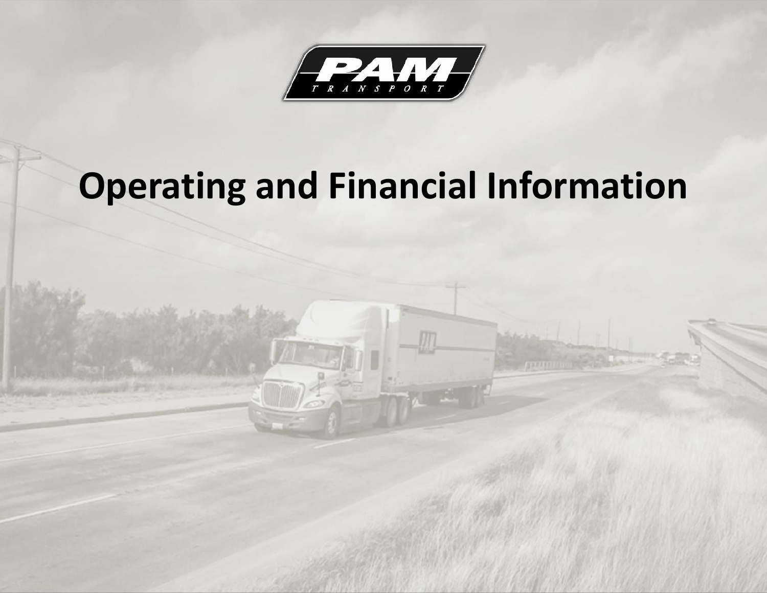# Operating and Financial Information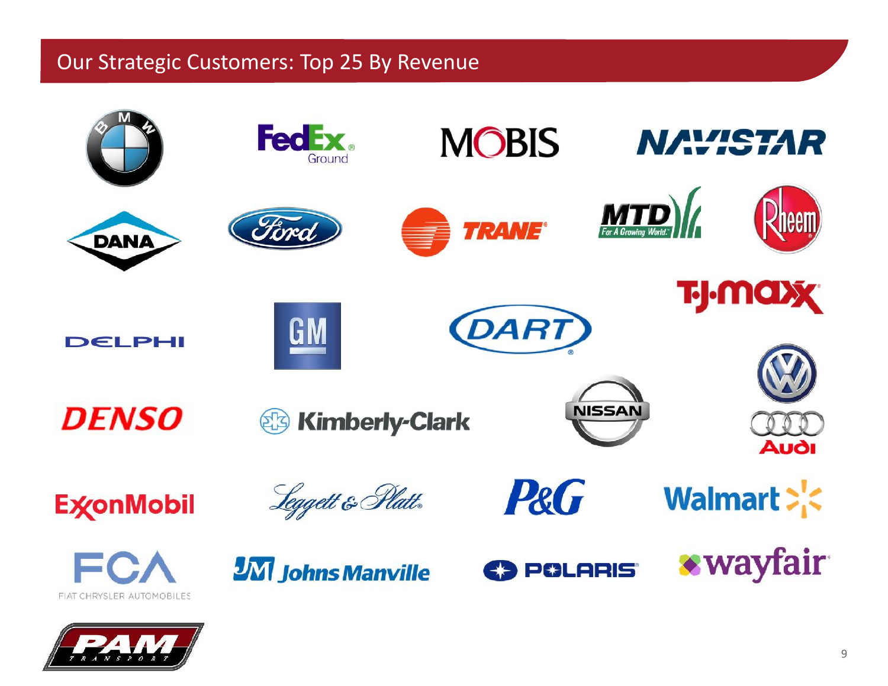# Our Strategic Customers: Top 25 By Revenue

- BMW
- FedEx Ground
- MOBIS
- NAVISTAR
- DANA
- Ford
- TRANE
- MTD For A Growing World
- Rheem
- TJ·maxx
- DELPHI
- GM
- DART
- Volkswagen / Audi
- DENSO
- Kimberly-Clark
- NISSAN
- ExxonMobil
- Leggett & Platt
- P&G
- Walmart
- FCA Fiat Chrysler Automobiles
- JM Johns Manville
- POLARIS
- wayfair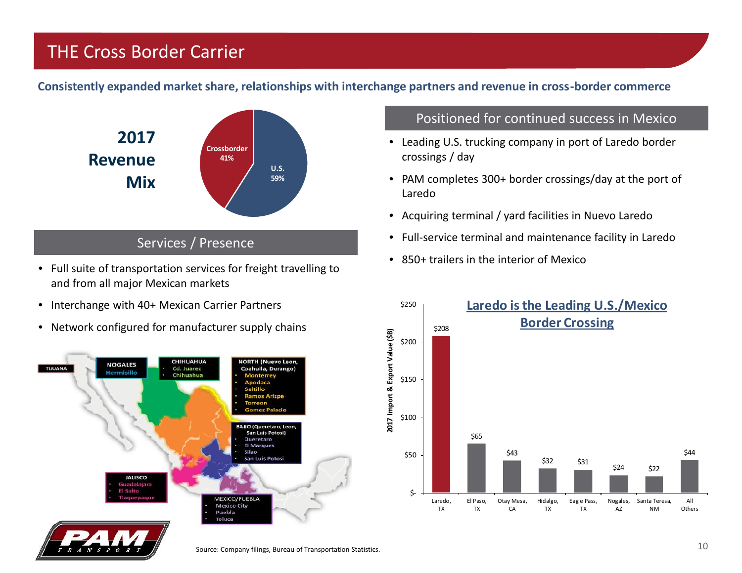# THE Cross Border Carrier

**Consistently expanded market share, relationships with interchange partners and revenue in cross-border commerce**

## 2017 Revenue Mix

| Segment | Share |
|---|---|
| Crossborder | 41% |
| U.S. | 59% |

## Services / Presence

- Full suite of transportation services for freight travelling to and from all major Mexican markets
- Interchange with 40+ Mexican Carrier Partners
- Network configured for manufacturer supply chains

TIJUANA

NOGALES
- Hermosillo

CHIHUAHUA
- Cd. Juarez
- Chihuahua

NORTH (Nuevo Leon, Coahuila, Durango)
- Monterrey
- Apodaca
- Saltillo
- Ramos Arizpe
- Torreon
- Gomez Palacio

BAJIO (Queretaro, Leon, San Luis Potosi)
- Queretaro
- El Marques
- Silao
- San Luis Potosi

JALISCO
- Guadalajara
- El Salto
- Tlaquepaque

MEXICO/PUEBLA
- Mexico City
- Puebla
- Toluca

## Positioned for continued success in Mexico

- Leading U.S. trucking company in port of Laredo border crossings / day
- PAM completes 300+ border crossings/day at the port of Laredo
- Acquiring terminal / yard facilities in Nuevo Laredo
- Full-service terminal and maintenance facility in Laredo
- 850+ trailers in the interior of Mexico

### Laredo is the Leading U.S./Mexico Border Crossing

| Border Crossing | 2017 Import & Export Value ($B) |
|---|---|
| Laredo, TX | $208 |
| El Paso, TX | $65 |
| Otay Mesa, CA | $43 |
| Hidalgo, TX | $32 |
| Eagle Pass, TX | $31 |
| Nogales, AZ | $24 |
| Santa Teresa, NM | $22 |
| All Others | $44 |

Source: Company filings, Bureau of Transportation Statistics.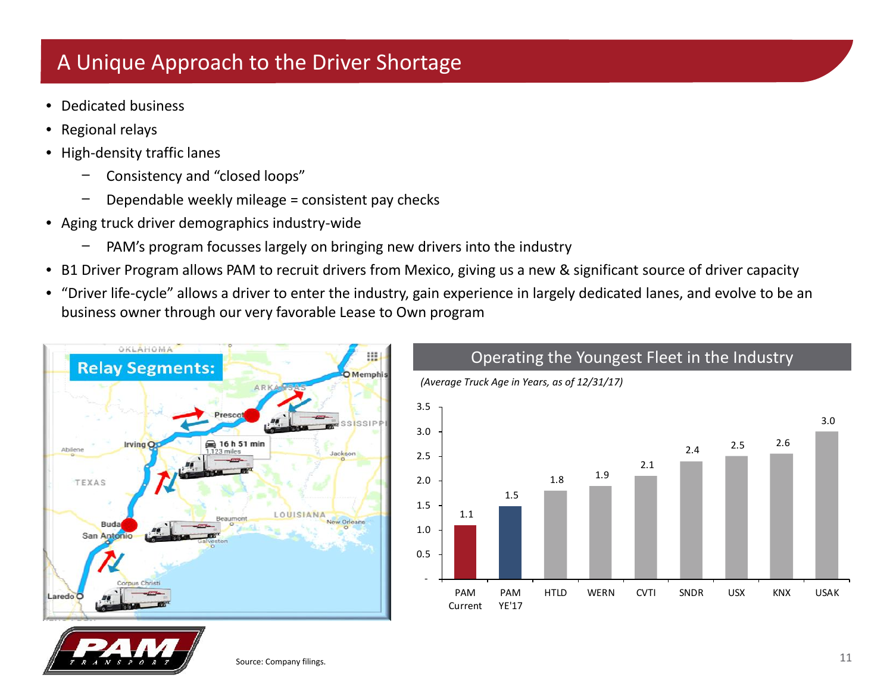# A Unique Approach to the Driver Shortage

- Dedicated business
- Regional relays
- High-density traffic lanes
  - Consistency and "closed loops"
  - Dependable weekly mileage = consistent pay checks
- Aging truck driver demographics industry-wide
  - PAM's program focusses largely on bringing new drivers into the industry
- B1 Driver Program allows PAM to recruit drivers from Mexico, giving us a new & significant source of driver capacity
- "Driver life-cycle" allows a driver to enter the industry, gain experience in largely dedicated lanes, and evolve to be an business owner through our very favorable Lease to Own program

**Relay Segments:**

## Operating the Youngest Fleet in the Industry

*(Average Truck Age in Years, as of 12/31/17)*

| Company | Average Truck Age (Years) |
|---|---|
| PAM Current | 1.1 |
| PAM YE'17 | 1.5 |
| HTLD | 1.8 |
| WERN | 1.9 |
| CVTI | 2.1 |
| SNDR | 2.4 |
| USX | 2.5 |
| KNX | 2.6 |
| USAK | 3.0 |

Source: Company filings.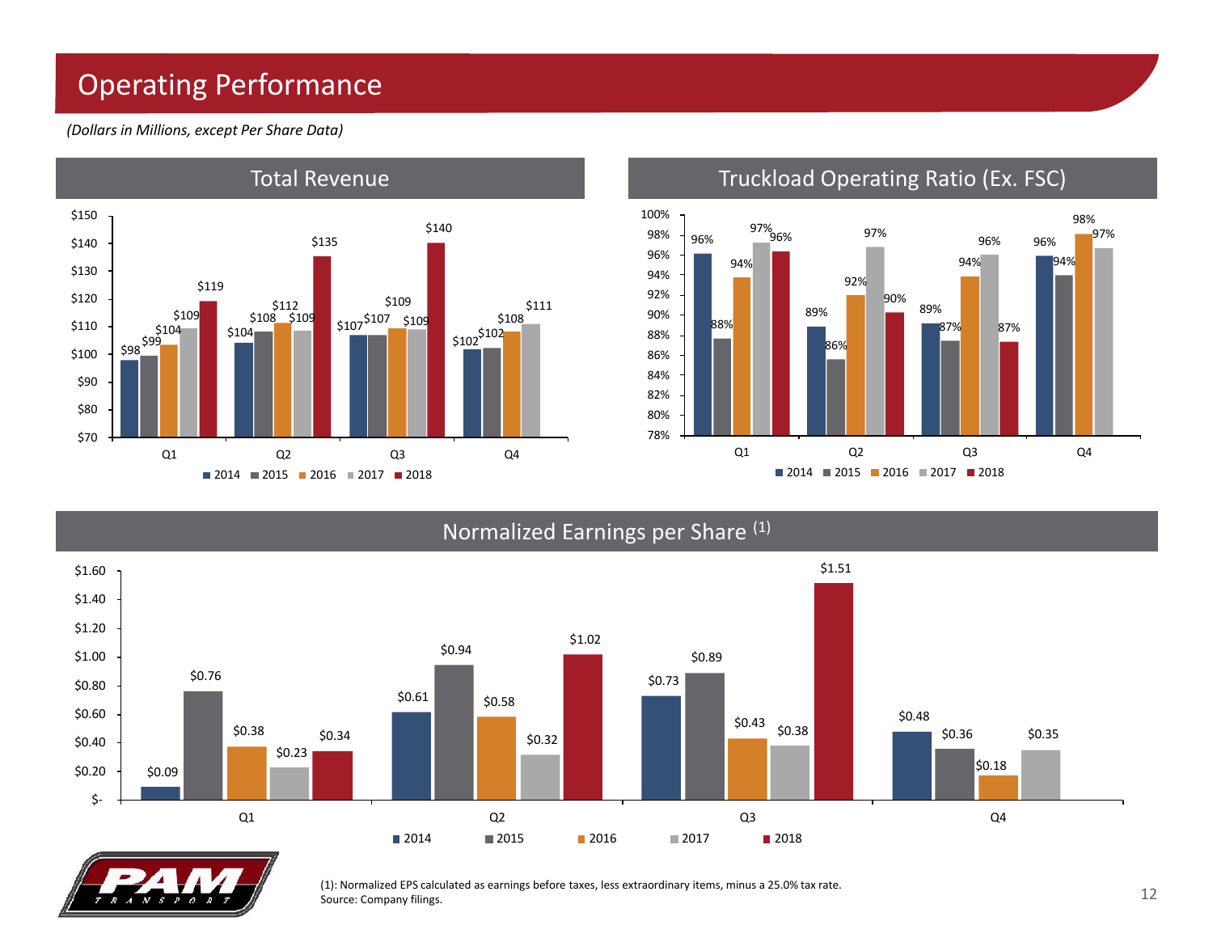# Operating Performance

*(Dollars in Millions, except Per Share Data)*

## Total Revenue

| | 2014 | 2015 | 2016 | 2017 | 2018 |
|---|---|---|---|---|---|
| Q1 | $98 | $99 | $104 | $109 | $119 |
| Q2 | $104 | $108 | $112 | $109 | $135 |
| Q3 | $107 | $107 | $109 | $109 | $140 |
| Q4 | $102 | $102 | $108 | $111 | |

## Truckload Operating Ratio (Ex. FSC)

| | 2014 | 2015 | 2016 | 2017 | 2018 |
|---|---|---|---|---|---|
| Q1 | 96% | 88% | 94% | 97% | 96% |
| Q2 | 89% | 86% | 92% | 97% | 90% |
| Q3 | 89% | 87% | 94% | 96% | 87% |
| Q4 | 96% | 94% | 98% | 97% | |

## Normalized Earnings per Share (1)

| | 2014 | 2015 | 2016 | 2017 | 2018 |
|---|---|---|---|---|---|
| Q1 | $0.09 | $0.76 | $0.38 | $0.23 | $0.34 |
| Q2 | $0.61 | $0.94 | $0.58 | $0.32 | $1.02 |
| Q3 | $0.73 | $0.89 | $0.43 | $0.38 | $1.51 |
| Q4 | $0.48 | $0.36 | $0.18 | $0.35 | |

(1): Normalized EPS calculated as earnings before taxes, less extraordinary items, minus a 25.0% tax rate.
Source: Company filings.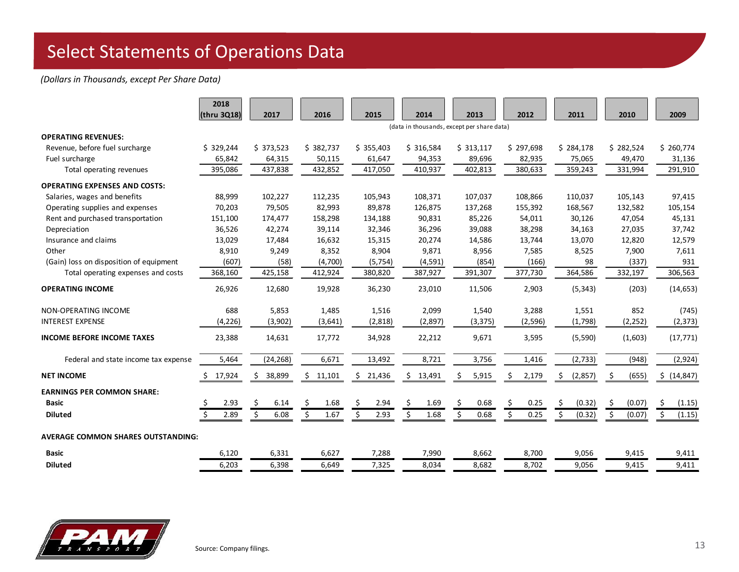# Select Statements of Operations Data

*(Dollars in Thousands, except Per Share Data)*

| | 2018 (thru 3Q18) | 2017 | 2016 | 2015 | 2014 | 2013 | 2012 | 2011 | 2010 | 2009 |
|---|---|---|---|---|---|---|---|---|---|---|
| | | | | | (data in thousands, except per share data) | | | | | |
| **OPERATING REVENUES:** | | | | | | | | | | |
| Revenue, before fuel surcharge | $ 329,244 | $ 373,523 | $ 382,737 | $ 355,403 | $ 316,584 | $ 313,117 | $ 297,698 | $ 284,178 | $ 282,524 | $ 260,774 |
| Fuel surcharge | 65,842 | 64,315 | 50,115 | 61,647 | 94,353 | 89,696 | 82,935 | 75,065 | 49,470 | 31,136 |
| Total operating revenues | 395,086 | 437,838 | 432,852 | 417,050 | 410,937 | 402,813 | 380,633 | 359,243 | 331,994 | 291,910 |
| **OPERATING EXPENSES AND COSTS:** | | | | | | | | | | |
| Salaries, wages and benefits | 88,999 | 102,227 | 112,235 | 105,943 | 108,371 | 107,037 | 108,866 | 110,037 | 105,143 | 97,415 |
| Operating supplies and expenses | 70,203 | 79,505 | 82,993 | 89,878 | 126,875 | 137,268 | 155,392 | 168,567 | 132,582 | 105,154 |
| Rent and purchased transportation | 151,100 | 174,477 | 158,298 | 134,188 | 90,831 | 85,226 | 54,011 | 30,126 | 47,054 | 45,131 |
| Depreciation | 36,526 | 42,274 | 39,114 | 32,346 | 36,296 | 39,088 | 38,298 | 34,163 | 27,035 | 37,742 |
| Insurance and claims | 13,029 | 17,484 | 16,632 | 15,315 | 20,274 | 14,586 | 13,744 | 13,070 | 12,820 | 12,579 |
| Other | 8,910 | 9,249 | 8,352 | 8,904 | 9,871 | 8,956 | 7,585 | 8,525 | 7,900 | 7,611 |
| (Gain) loss on disposition of equipment | (607) | (58) | (4,700) | (5,754) | (4,591) | (854) | (166) | 98 | (337) | 931 |
| Total operating expenses and costs | 368,160 | 425,158 | 412,924 | 380,820 | 387,927 | 391,307 | 377,730 | 364,586 | 332,197 | 306,563 |
| **OPERATING INCOME** | 26,926 | 12,680 | 19,928 | 36,230 | 23,010 | 11,506 | 2,903 | (5,343) | (203) | (14,653) |
| NON-OPERATING INCOME | 688 | 5,853 | 1,485 | 1,516 | 2,099 | 1,540 | 3,288 | 1,551 | 852 | (745) |
| INTEREST EXPENSE | (4,226) | (3,902) | (3,641) | (2,818) | (2,897) | (3,375) | (2,596) | (1,798) | (2,252) | (2,373) |
| **INCOME BEFORE INCOME TAXES** | 23,388 | 14,631 | 17,772 | 34,928 | 22,212 | 9,671 | 3,595 | (5,590) | (1,603) | (17,771) |
| Federal and state income tax expense | 5,464 | (24,268) | 6,671 | 13,492 | 8,721 | 3,756 | 1,416 | (2,733) | (948) | (2,924) |
| **NET INCOME** | $ 17,924 | $ 38,899 | $ 11,101 | $ 21,436 | $ 13,491 | $ 5,915 | $ 2,179 | $ (2,857) | $ (655) | $ (14,847) |
| **EARNINGS PER COMMON SHARE:** | | | | | | | | | | |
| **Basic** | $ 2.93 | $ 6.14 | $ 1.68 | $ 2.94 | $ 1.69 | $ 0.68 | $ 0.25 | $ (0.32) | $ (0.07) | $ (1.15) |
| **Diluted** | $ 2.89 | $ 6.08 | $ 1.67 | $ 2.93 | $ 1.68 | $ 0.68 | $ 0.25 | $ (0.32) | $ (0.07) | $ (1.15) |
| **AVERAGE COMMON SHARES OUTSTANDING:** | | | | | | | | | | |
| **Basic** | 6,120 | 6,331 | 6,627 | 7,288 | 7,990 | 8,662 | 8,700 | 9,056 | 9,415 | 9,411 |
| **Diluted** | 6,203 | 6,398 | 6,649 | 7,325 | 8,034 | 8,682 | 8,702 | 9,056 | 9,415 | 9,411 |

Source: Company filings.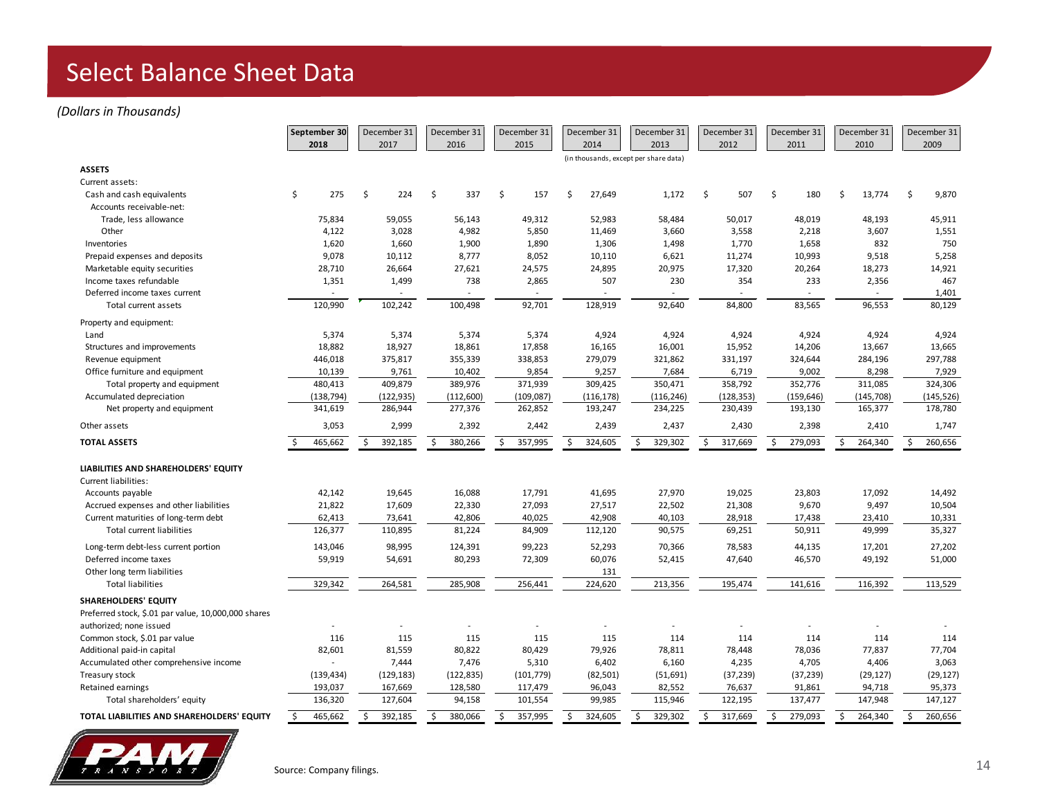# Select Balance Sheet Data

*(Dollars in Thousands)*

| | September 30 2018 | December 31 2017 | December 31 2016 | December 31 2015 | December 31 2014 | December 31 2013 | December 31 2012 | December 31 2011 | December 31 2010 | December 31 2009 |
|---|---|---|---|---|---|---|---|---|---|---|
| | | | | | (in thousands, except per share data) | | | | | |
| **ASSETS** | | | | | | | | | | |
| Current assets: | | | | | | | | | | |
| Cash and cash equivalents | $ 275 | $ 224 | $ 337 | $ 157 | $ 27,649 | 1,172 | $ 507 | $ 180 | $ 13,774 | $ 9,870 |
| Accounts receivable-net: | | | | | | | | | | |
| Trade, less allowance | 75,834 | 59,055 | 56,143 | 49,312 | 52,983 | 58,484 | 50,017 | 48,019 | 48,193 | 45,911 |
| Other | 4,122 | 3,028 | 4,982 | 5,850 | 11,469 | 3,660 | 3,558 | 2,218 | 3,607 | 1,551 |
| Inventories | 1,620 | 1,660 | 1,900 | 1,890 | 1,306 | 1,498 | 1,770 | 1,658 | 832 | 750 |
| Prepaid expenses and deposits | 9,078 | 10,112 | 8,777 | 8,052 | 10,110 | 6,621 | 11,274 | 10,993 | 9,518 | 5,258 |
| Marketable equity securities | 28,710 | 26,664 | 27,621 | 24,575 | 24,895 | 20,975 | 17,320 | 20,264 | 18,273 | 14,921 |
| Income taxes refundable | 1,351 | 1,499 | 738 | 2,865 | 507 | 230 | 354 | 233 | 2,356 | 467 |
| Deferred income taxes current | - | - | - | - | - | - | - | - | - | 1,401 |
| Total current assets | 120,990 | 102,242 | 100,498 | 92,701 | 128,919 | 92,640 | 84,800 | 83,565 | 96,553 | 80,129 |
| Property and equipment: | | | | | | | | | | |
| Land | 5,374 | 5,374 | 5,374 | 5,374 | 4,924 | 4,924 | 4,924 | 4,924 | 4,924 | 4,924 |
| Structures and improvements | 18,882 | 18,927 | 18,861 | 17,858 | 16,165 | 16,001 | 15,952 | 14,206 | 13,667 | 13,665 |
| Revenue equipment | 446,018 | 375,817 | 355,339 | 338,853 | 279,079 | 321,862 | 331,197 | 324,644 | 284,196 | 297,788 |
| Office furniture and equipment | 10,139 | 9,761 | 10,402 | 9,854 | 9,257 | 7,684 | 6,719 | 9,002 | 8,298 | 7,929 |
| Total property and equipment | 480,413 | 409,879 | 389,976 | 371,939 | 309,425 | 350,471 | 358,792 | 352,776 | 311,085 | 324,306 |
| Accumulated depreciation | (138,794) | (122,935) | (112,600) | (109,087) | (116,178) | (116,246) | (128,353) | (159,646) | (145,708) | (145,526) |
| Net property and equipment | 341,619 | 286,944 | 277,376 | 262,852 | 193,247 | 234,225 | 230,439 | 193,130 | 165,377 | 178,780 |
| Other assets | 3,053 | 2,999 | 2,392 | 2,442 | 2,439 | 2,437 | 2,430 | 2,398 | 2,410 | 1,747 |
| **TOTAL ASSETS** | $ 465,662 | $ 392,185 | $ 380,266 | $ 357,995 | $ 324,605 | $ 329,302 | $ 317,669 | $ 279,093 | $ 264,340 | $ 260,656 |
| **LIABILITIES AND SHAREHOLDERS' EQUITY** | | | | | | | | | | |
| Current liabilities: | | | | | | | | | | |
| Accounts payable | 42,142 | 19,645 | 16,088 | 17,791 | 41,695 | 27,970 | 19,025 | 23,803 | 17,092 | 14,492 |
| Accrued expenses and other liabilities | 21,822 | 17,609 | 22,330 | 27,093 | 27,517 | 22,502 | 21,308 | 9,670 | 9,497 | 10,504 |
| Current maturities of long-term debt | 62,413 | 73,641 | 42,806 | 40,025 | 42,908 | 40,103 | 28,918 | 17,438 | 23,410 | 10,331 |
| Total current liabilities | 126,377 | 110,895 | 81,224 | 84,909 | 112,120 | 90,575 | 69,251 | 50,911 | 49,999 | 35,327 |
| Long-term debt-less current portion | 143,046 | 98,995 | 124,391 | 99,223 | 52,293 | 70,366 | 78,583 | 44,135 | 17,201 | 27,202 |
| Deferred income taxes | 59,919 | 54,691 | 80,293 | 72,309 | 60,076 | 52,415 | 47,640 | 46,570 | 49,192 | 51,000 |
| Other long term liabilities | | | | | 131 | | | | | |
| Total liabilities | 329,342 | 264,581 | 285,908 | 256,441 | 224,620 | 213,356 | 195,474 | 141,616 | 116,392 | 113,529 |
| **SHAREHOLDERS' EQUITY** | | | | | | | | | | |
| Preferred stock, $.01 par value, 10,000,000 shares authorized; none issued | - | - | - | - | - | - | - | - | - | - |
| Common stock, $.01 par value | 116 | 115 | 115 | 115 | 115 | 114 | 114 | 114 | 114 | 114 |
| Additional paid-in capital | 82,601 | 81,559 | 80,822 | 80,429 | 79,926 | 78,811 | 78,448 | 78,036 | 77,837 | 77,704 |
| Accumulated other comprehensive income | - | 7,444 | 7,476 | 5,310 | 6,402 | 6,160 | 4,235 | 4,705 | 4,406 | 3,063 |
| Treasury stock | (139,434) | (129,183) | (122,835) | (101,779) | (82,501) | (51,691) | (37,239) | (37,239) | (29,127) | (29,127) |
| Retained earnings | 193,037 | 167,669 | 128,580 | 117,479 | 96,043 | 82,552 | 76,637 | 91,861 | 94,718 | 95,373 |
| Total shareholders' equity | 136,320 | 127,604 | 94,158 | 101,554 | 99,985 | 115,946 | 122,195 | 137,477 | 147,948 | 147,127 |
| **TOTAL LIABILITIES AND SHAREHOLDERS' EQUITY** | $ 465,662 | $ 392,185 | $ 380,066 | $ 357,995 | $ 324,605 | $ 329,302 | $ 317,669 | $ 279,093 | $ 264,340 | $ 260,656 |

PAM TRANSPORT

Source: Company filings.